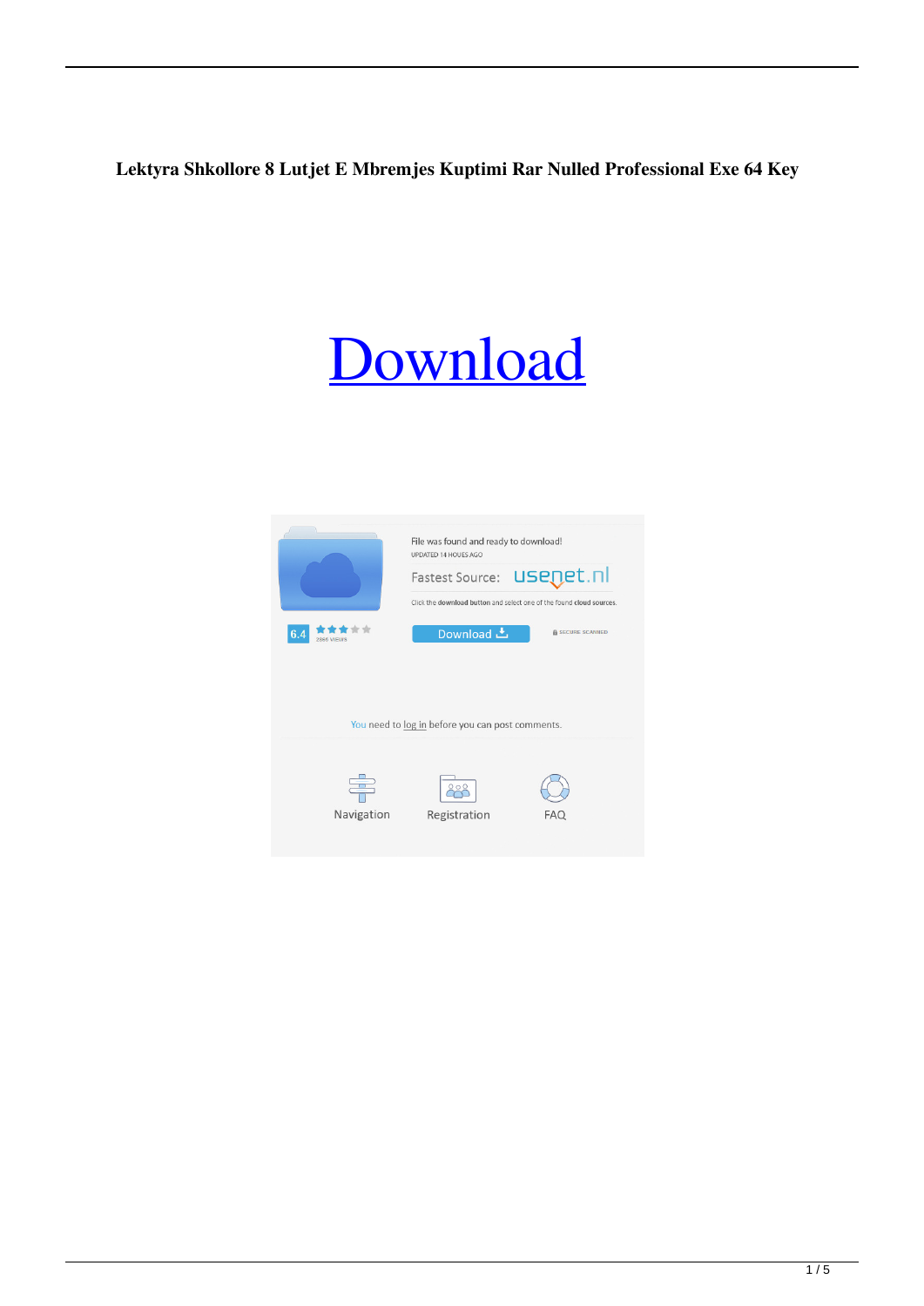**Lektyra Shkollore 8 Lutjet E Mbremjes Kuptimi Rar Nulled Professional Exe 64 Key**

# Download

File was found and ready to download!

UPDATED 14 HOURS AGO

Fastest Source: usenet.nl

Click the download button and select one of the found cloud sources.

6.4

2866 VIEWS

Download

SECURE SCANNED

You need to log in before you can post comments.

Navigation

Registration

FAQ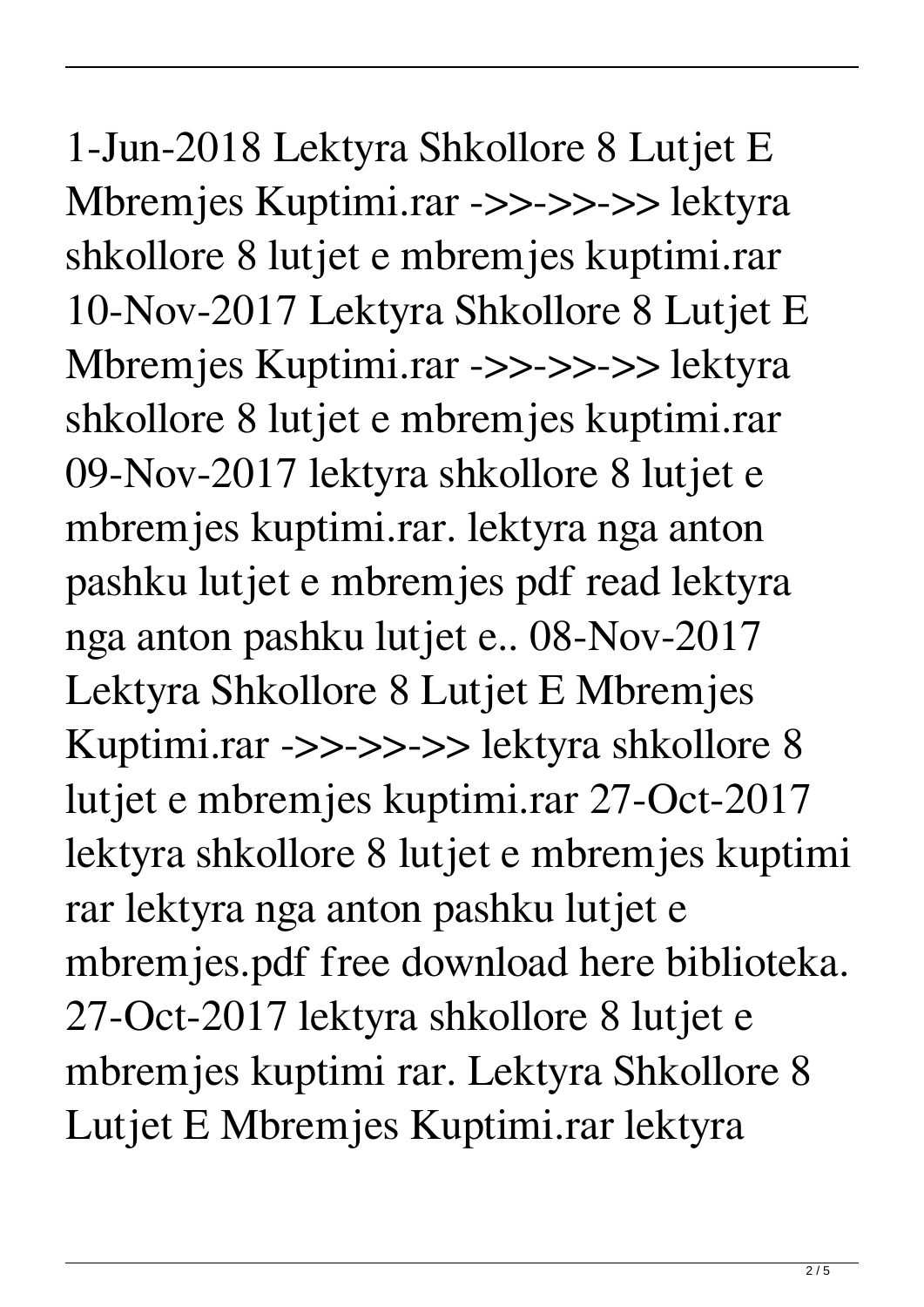1-Jun-2018 Lektyra Shkollore 8 Lutjet E Mbremjes Kuptimi.rar ->>->>->> lektyra shkollore 8 lutjet e mbremjes kuptimi.rar 10-Nov-2017 Lektyra Shkollore 8 Lutjet E Mbremjes Kuptimi.rar ->>->>->> lektyra shkollore 8 lutjet e mbremjes kuptimi.rar 09-Nov-2017 lektyra shkollore 8 lutjet e mbremjes kuptimi.rar. lektyra nga anton pashku lutjet e mbremjes pdf read lektyra nga anton pashku lutjet e.. 08-Nov-2017 Lektyra Shkollore 8 Lutjet E Mbremjes Kuptimi.rar ->>->>->> lektyra shkollore 8 lutjet e mbremjes kuptimi.rar 27-Oct-2017 lektyra shkollore 8 lutjet e mbremjes kuptimi rar lektyra nga anton pashku lutjet e mbremjes.pdf free download here biblioteka. 27-Oct-2017 lektyra shkollore 8 lutjet e mbremjes kuptimi rar. Lektyra Shkollore 8 Lutjet E Mbremjes Kuptimi.rar lektyra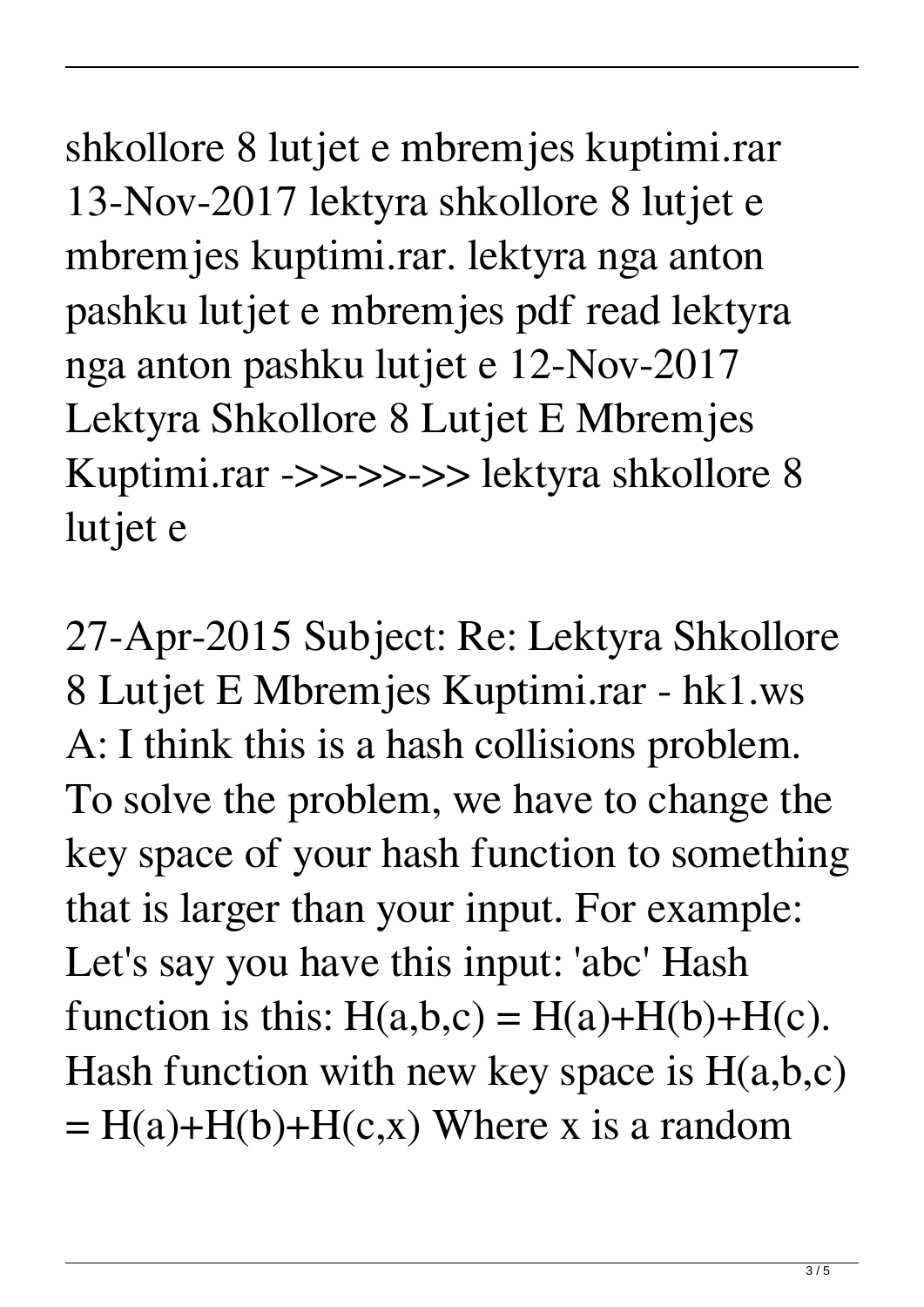shkollore 8 lutjet e mbremjes kuptimi.rar 13-Nov-2017 lektyra shkollore 8 lutjet e mbremjes kuptimi.rar. lektyra nga anton pashku lutjet e mbremjes pdf read lektyra nga anton pashku lutjet e 12-Nov-2017 Lektyra Shkollore 8 Lutjet E Mbremjes Kuptimi.rar ->>->>->> lektyra shkollore 8 lutjet e

27-Apr-2015 Subject: Re: Lektyra Shkollore 8 Lutjet E Mbremjes Kuptimi.rar - hk1.ws A: I think this is a hash collisions problem. To solve the problem, we have to change the key space of your hash function to something that is larger than your input. For example: Let's say you have this input: 'abc' Hash function is this: $H(a,b,c) = H(a)+H(b)+H(c)$. Hash function with new key space is $H(a,b,c) = H(a)+H(b)+H(c,x)$ Where x is a random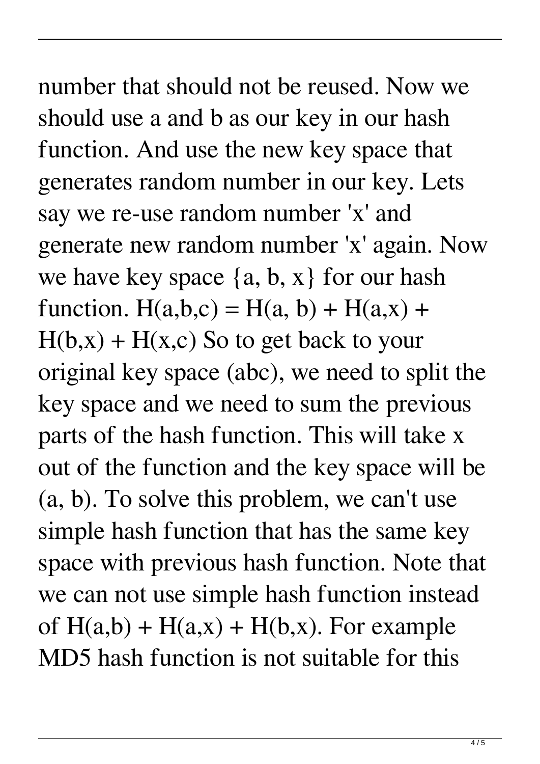number that should not be reused. Now we should use a and b as our key in our hash function. And use the new key space that generates random number in our key. Lets say we re-use random number 'x' and generate new random number 'x' again. Now we have key space $\{a, b, x\}$ for our hash function. $H(a,b,c) = H(a, b) + H(a,x) + H(b,x) + H(x,c)$ So to get back to your original key space (abc), we need to split the key space and we need to sum the previous parts of the hash function. This will take x out of the function and the key space will be (a, b). To solve this problem, we can't use simple hash function that has the same key space with previous hash function. Note that we can not use simple hash function instead of $H(a,b) + H(a,x) + H(b,x)$. For example MD5 hash function is not suitable for this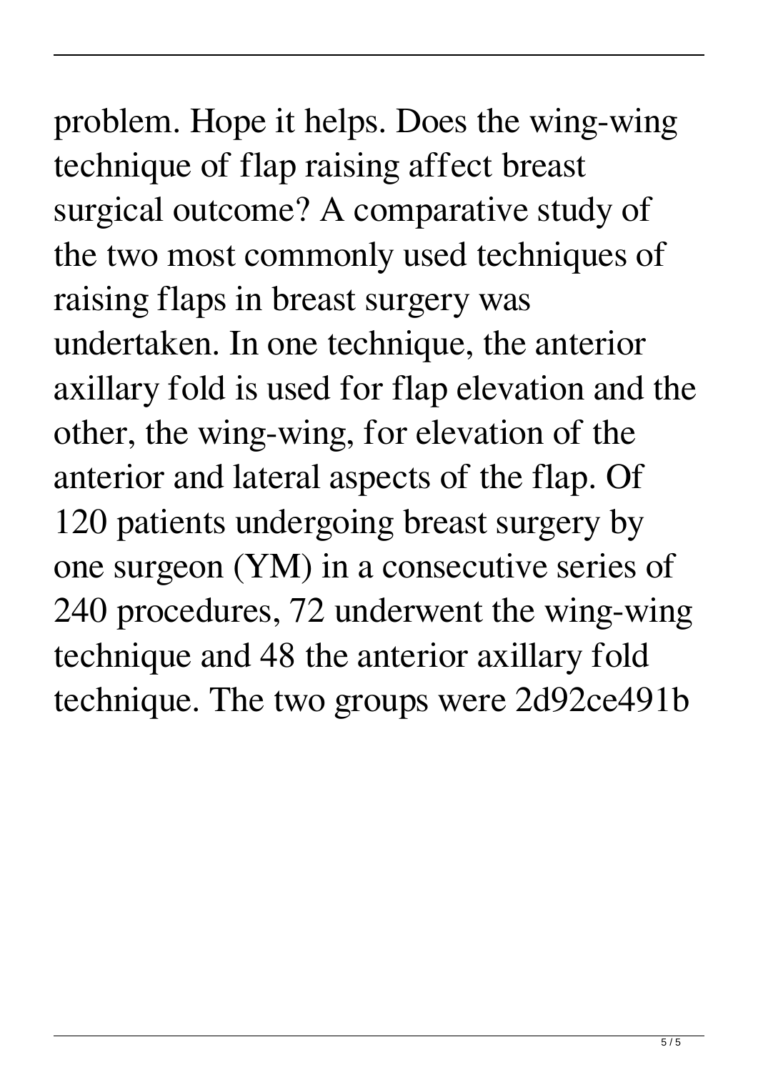problem. Hope it helps. Does the wing-wing technique of flap raising affect breast surgical outcome? A comparative study of the two most commonly used techniques of raising flaps in breast surgery was undertaken. In one technique, the anterior axillary fold is used for flap elevation and the other, the wing-wing, for elevation of the anterior and lateral aspects of the flap. Of 120 patients undergoing breast surgery by one surgeon (YM) in a consecutive series of 240 procedures, 72 underwent the wing-wing technique and 48 the anterior axillary fold technique. The two groups were 2d92ce491b